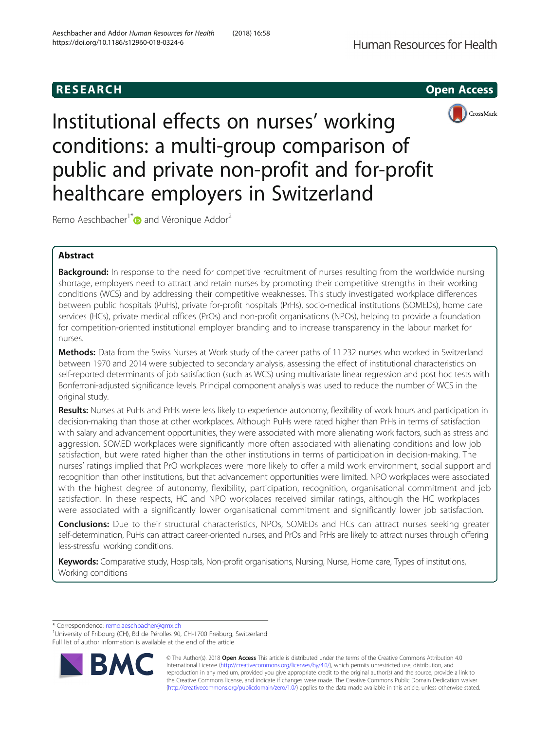RESEARCH

Open Access

# Institutional effects on nurses' working conditions: a multi-group comparison of public and private non-profit and for-profit healthcare employers in Switzerland

Remo Aeschbacher[1*] and Véronique Addor[2]

## Abstract

**Background:** In response to the need for competitive recruitment of nurses resulting from the worldwide nursing shortage, employers need to attract and retain nurses by promoting their competitive strengths in their working conditions (WCS) and by addressing their competitive weaknesses. This study investigated workplace differences between public hospitals (PuHs), private for-profit hospitals (PrHs), socio-medical institutions (SOMEDs), home care services (HCs), private medical offices (PrOs) and non-profit organisations (NPOs), helping to provide a foundation for competition-oriented institutional employer branding and to increase transparency in the labour market for nurses.

**Methods:** Data from the Swiss Nurses at Work study of the career paths of 11 232 nurses who worked in Switzerland between 1970 and 2014 were subjected to secondary analysis, assessing the effect of institutional characteristics on self-reported determinants of job satisfaction (such as WCS) using multivariate linear regression and post hoc tests with Bonferroni-adjusted significance levels. Principal component analysis was used to reduce the number of WCS in the original study.

**Results:** Nurses at PuHs and PrHs were less likely to experience autonomy, flexibility of work hours and participation in decision-making than those at other workplaces. Although PuHs were rated higher than PrHs in terms of satisfaction with salary and advancement opportunities, they were associated with more alienating work factors, such as stress and aggression. SOMED workplaces were significantly more often associated with alienating conditions and low job satisfaction, but were rated higher than the other institutions in terms of participation in decision-making. The nurses' ratings implied that PrO workplaces were more likely to offer a mild work environment, social support and recognition than other institutions, but that advancement opportunities were limited. NPO workplaces were associated with the highest degree of autonomy, flexibility, participation, recognition, organisational commitment and job satisfaction. In these respects, HC and NPO workplaces received similar ratings, although the HC workplaces were associated with a significantly lower organisational commitment and significantly lower job satisfaction.

**Conclusions:** Due to their structural characteristics, NPOs, SOMEDs and HCs can attract nurses seeking greater self-determination, PuHs can attract career-oriented nurses, and PrOs and PrHs are likely to attract nurses through offering less-stressful working conditions.

**Keywords:** Comparative study, Hospitals, Non-profit organisations, Nursing, Nurse, Home care, Types of institutions, Working conditions

---

* Correspondence: remo.aeschbacher@gmx.ch
[1]University of Fribourg (CH), Bd de Pérolles 90, CH-1700 Freiburg, Switzerland
Full list of author information is available at the end of the article

© The Author(s). 2018 **Open Access** This article is distributed under the terms of the Creative Commons Attribution 4.0 International License (http://creativecommons.org/licenses/by/4.0/), which permits unrestricted use, distribution, and reproduction in any medium, provided you give appropriate credit to the original author(s) and the source, provide a link to the Creative Commons license, and indicate if changes were made. The Creative Commons Public Domain Dedication waiver (http://creativecommons.org/publicdomain/zero/1.0/) applies to the data made available in this article, unless otherwise stated.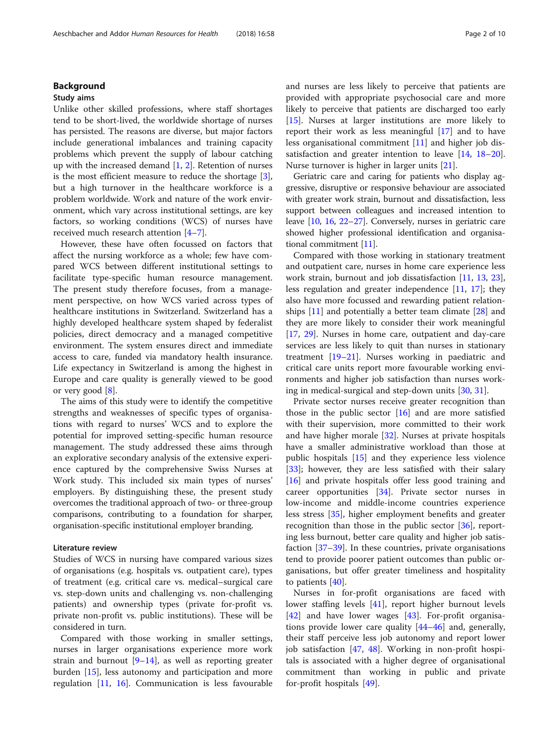## Background

### Study aims

Unlike other skilled professions, where staff shortages tend to be short-lived, the worldwide shortage of nurses has persisted. The reasons are diverse, but major factors include generational imbalances and training capacity problems which prevent the supply of labour catching up with the increased demand [1, 2]. Retention of nurses is the most efficient measure to reduce the shortage [3], but a high turnover in the healthcare workforce is a problem worldwide. Work and nature of the work environment, which vary across institutional settings, are key factors, so working conditions (WCS) of nurses have received much research attention [4–7].

However, these have often focussed on factors that affect the nursing workforce as a whole; few have compared WCS between different institutional settings to facilitate type-specific human resource management. The present study therefore focuses, from a management perspective, on how WCS varied across types of healthcare institutions in Switzerland. Switzerland has a highly developed healthcare system shaped by federalist policies, direct democracy and a managed competitive environment. The system ensures direct and immediate access to care, funded via mandatory health insurance. Life expectancy in Switzerland is among the highest in Europe and care quality is generally viewed to be good or very good [8].

The aims of this study were to identify the competitive strengths and weaknesses of specific types of organisations with regard to nurses' WCS and to explore the potential for improved setting-specific human resource management. The study addressed these aims through an explorative secondary analysis of the extensive experience captured by the comprehensive Swiss Nurses at Work study. This included six main types of nurses' employers. By distinguishing these, the present study overcomes the traditional approach of two- or three-group comparisons, contributing to a foundation for sharper, organisation-specific institutional employer branding.

### Literature review

Studies of WCS in nursing have compared various sizes of organisations (e.g. hospitals vs. outpatient care), types of treatment (e.g. critical care vs. medical–surgical care vs. step-down units and challenging vs. non-challenging patients) and ownership types (private for-profit vs. private non-profit vs. public institutions). These will be considered in turn.

Compared with those working in smaller settings, nurses in larger organisations experience more work strain and burnout [9–14], as well as reporting greater burden [15], less autonomy and participation and more regulation [11, 16]. Communication is less favourable and nurses are less likely to perceive that patients are provided with appropriate psychosocial care and more likely to perceive that patients are discharged too early [15]. Nurses at larger institutions are more likely to report their work as less meaningful [17] and to have less organisational commitment [11] and higher job dissatisfaction and greater intention to leave [14, 18–20]. Nurse turnover is higher in larger units [21].

Geriatric care and caring for patients who display aggressive, disruptive or responsive behaviour are associated with greater work strain, burnout and dissatisfaction, less support between colleagues and increased intention to leave [10, 16, 22–27]. Conversely, nurses in geriatric care showed higher professional identification and organisational commitment [11].

Compared with those working in stationary treatment and outpatient care, nurses in home care experience less work strain, burnout and job dissatisfaction [11, 13, 23], less regulation and greater independence [11, 17]; they also have more focussed and rewarding patient relationships [11] and potentially a better team climate [28] and they are more likely to consider their work meaningful [17, 29]. Nurses in home care, outpatient and day-care services are less likely to quit than nurses in stationary treatment [19–21]. Nurses working in paediatric and critical care units report more favourable working environments and higher job satisfaction than nurses working in medical-surgical and step-down units [30, 31].

Private sector nurses receive greater recognition than those in the public sector [16] and are more satisfied with their supervision, more committed to their work and have higher morale [32]. Nurses at private hospitals have a smaller administrative workload than those at public hospitals [15] and they experience less violence [33]; however, they are less satisfied with their salary [16] and private hospitals offer less good training and career opportunities [34]. Private sector nurses in low-income and middle-income countries experience less stress [35], higher employment benefits and greater recognition than those in the public sector [36], reporting less burnout, better care quality and higher job satisfaction [37–39]. In these countries, private organisations tend to provide poorer patient outcomes than public organisations, but offer greater timeliness and hospitality to patients [40].

Nurses in for-profit organisations are faced with lower staffing levels [41], report higher burnout levels [42] and have lower wages [43]. For-profit organisations provide lower care quality [44–46] and, generally, their staff perceive less job autonomy and report lower job satisfaction [47, 48]. Working in non-profit hospitals is associated with a higher degree of organisational commitment than working in public and private for-profit hospitals [49].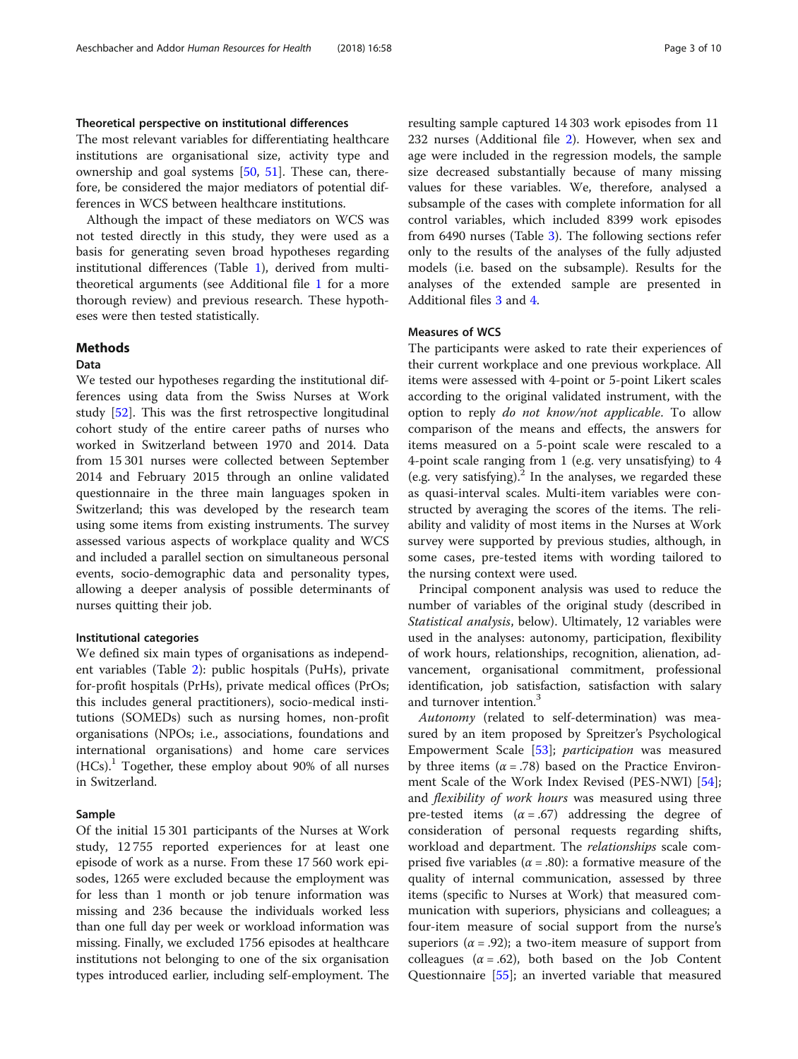### Theoretical perspective on institutional differences

The most relevant variables for differentiating healthcare institutions are organisational size, activity type and ownership and goal systems [50, 51]. These can, therefore, be considered the major mediators of potential differences in WCS between healthcare institutions.

Although the impact of these mediators on WCS was not tested directly in this study, they were used as a basis for generating seven broad hypotheses regarding institutional differences (Table 1), derived from multi-theoretical arguments (see Additional file 1 for a more thorough review) and previous research. These hypotheses were then tested statistically.

## Methods

### Data

We tested our hypotheses regarding the institutional differences using data from the Swiss Nurses at Work study [52]. This was the first retrospective longitudinal cohort study of the entire career paths of nurses who worked in Switzerland between 1970 and 2014. Data from 15 301 nurses were collected between September 2014 and February 2015 through an online validated questionnaire in the three main languages spoken in Switzerland; this was developed by the research team using some items from existing instruments. The survey assessed various aspects of workplace quality and WCS and included a parallel section on simultaneous personal events, socio-demographic data and personality types, allowing a deeper analysis of possible determinants of nurses quitting their job.

### Institutional categories

We defined six main types of organisations as independent variables (Table 2): public hospitals (PuHs), private for-profit hospitals (PrHs), private medical offices (PrOs; this includes general practitioners), socio-medical institutions (SOMEDs) such as nursing homes, non-profit organisations (NPOs; i.e., associations, foundations and international organisations) and home care services (HCs).[1] Together, these employ about 90% of all nurses in Switzerland.

### Sample

Of the initial 15 301 participants of the Nurses at Work study, 12 755 reported experiences for at least one episode of work as a nurse. From these 17 560 work episodes, 1265 were excluded because the employment was for less than 1 month or job tenure information was missing and 236 because the individuals worked less than one full day per week or workload information was missing. Finally, we excluded 1756 episodes at healthcare institutions not belonging to one of the six organisation types introduced earlier, including self-employment. The resulting sample captured 14 303 work episodes from 11 232 nurses (Additional file 2). However, when sex and age were included in the regression models, the sample size decreased substantially because of many missing values for these variables. We, therefore, analysed a subsample of the cases with complete information for all control variables, which included 8399 work episodes from 6490 nurses (Table 3). The following sections refer only to the results of the analyses of the fully adjusted models (i.e. based on the subsample). Results for the analyses of the extended sample are presented in Additional files 3 and 4.

### Measures of WCS

The participants were asked to rate their experiences of their current workplace and one previous workplace. All items were assessed with 4-point or 5-point Likert scales according to the original validated instrument, with the option to reply *do not know/not applicable*. To allow comparison of the means and effects, the answers for items measured on a 5-point scale were rescaled to a 4-point scale ranging from 1 (e.g. very unsatisfying) to 4 (e.g. very satisfying).[2] In the analyses, we regarded these as quasi-interval scales. Multi-item variables were constructed by averaging the scores of the items. The reliability and validity of most items in the Nurses at Work survey were supported by previous studies, although, in some cases, pre-tested items with wording tailored to the nursing context were used.

Principal component analysis was used to reduce the number of variables of the original study (described in *Statistical analysis*, below). Ultimately, 12 variables were used in the analyses: autonomy, participation, flexibility of work hours, relationships, recognition, alienation, advancement, organisational commitment, professional identification, job satisfaction, satisfaction with salary and turnover intention.[3]

*Autonomy* (related to self-determination) was measured by an item proposed by Spreitzer's Psychological Empowerment Scale [53]; *participation* was measured by three items ($\alpha = .78$) based on the Practice Environment Scale of the Work Index Revised (PES-NWI) [54]; and *flexibility of work hours* was measured using three pre-tested items ($\alpha = .67$) addressing the degree of consideration of personal requests regarding shifts, workload and department. The *relationships* scale comprised five variables ($\alpha = .80$): a formative measure of the quality of internal communication, assessed by three items (specific to Nurses at Work) that measured communication with superiors, physicians and colleagues; a four-item measure of social support from the nurse's superiors ($\alpha = .92$); a two-item measure of support from colleagues ($\alpha = .62$), both based on the Job Content Questionnaire [55]; an inverted variable that measured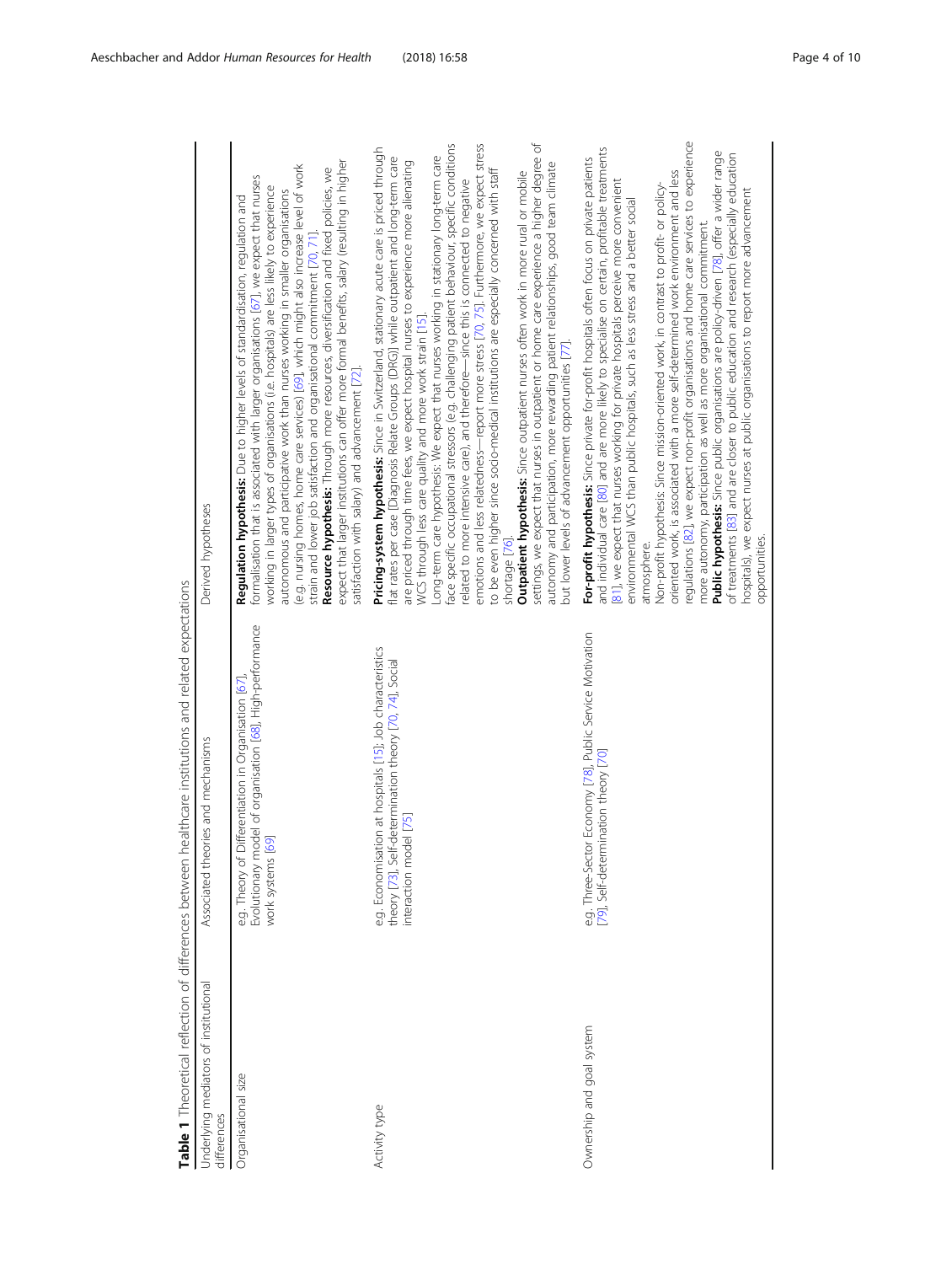**Table 1** Theoretical reflection of differences between healthcare institutions and related expectations

| Underlying mediators of institutional differences | Associated theories and mechanisms | Derived hypotheses |
|---|---|---|
| Organisational size | e.g. Theory of Differentiation in Organisation [67], Evolutionary model of organisation [68], High-performance work systems [69] | **Regulation hypothesis:** Due to higher levels of standardisation, regulation and formalisation that is associated with larger organisations [67], we expect that nurses working in larger types of organisations (i.e. hospitals) are less likely to experience autonomous and participative work than nurses working in smaller organisations (e.g. nursing homes, home care services) [69], which might also increase level of work strain and lower job satisfaction and organisational commitment [70, 71]. **Resource hypothesis:** Through more resources, diversification and fixed policies, we expect that larger institutions can offer more formal benefits, salary (resulting in higher satisfaction with salary) and advancement [72]. |
| Activity type | e.g. Economisation at hospitals [15], Job characteristics theory [73], Self-determination theory [70, 74], Social interaction model [75] | **Pricing-system hypothesis:** Since in Switzerland, stationary acute care is priced through flat rates per case [Diagnosis Relate Groups (DRG)] while outpatient and long-term care are priced through time fees, we expect hospital nurses to experience more alienating WCS through less care quality and more work strain [15]. Long-term care hypothesis: We expect that nurses working in stationary long-term care face specific occupational stressors (e.g. challenging patient behaviour, specific conditions related to more intensive care), and therefore—since this is connected to negative emotions and less relatedness—report more stress [70, 75]. Furthermore, we expect stress to be even higher since socio-medical institutions are especially concerned with staff shortage [76]. **Outpatient hypothesis:** Since outpatient nurses often work in more rural or mobile settings, we expect that nurses in outpatient or home care experience a higher degree of autonomy and participation, more rewarding patient relationships, good team climate but lower levels of advancement opportunities [77]. |
| Ownership and goal system | e.g. Three-Sector Economy [78], Public Service Motivation [79], Self-determination theory [70] | **For-profit hypothesis:** Since private for-profit hospitals often focus on private patients and individual care [80] and are more likely to specialise on certain, profitable treatments [81], we expect that nurses working for private hospitals perceive more convenient environmental WCS than public hospitals, such as less stress and a better social atmosphere. Non-profit hypothesis: Since mission-oriented work, in contrast to profit- or policy-oriented work, is associated with a more self-determined work environment and less regulations [82], we expect non-profit organisations and home care services to experience more autonomy, participation as well as more organisational commitment. **Public hypothesis:** Since public organisations are policy-driven [78], offer a wider range of treatments [83] and are closer to public education and research (especially education hospitals), we expect nurses at public organisations to report more advancement opportunities. |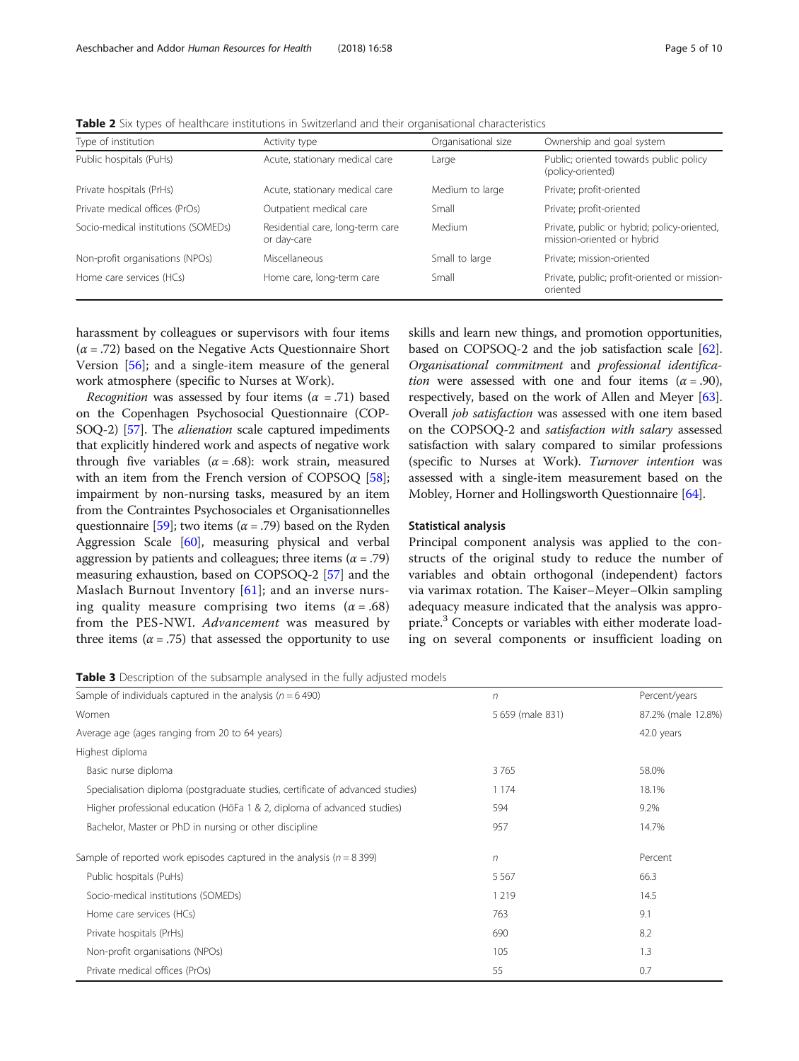**Table 2** Six types of healthcare institutions in Switzerland and their organisational characteristics

| Type of institution | Activity type | Organisational size | Ownership and goal system |
|---|---|---|---|
| Public hospitals (PuHs) | Acute, stationary medical care | Large | Public; oriented towards public policy (policy-oriented) |
| Private hospitals (PrHs) | Acute, stationary medical care | Medium to large | Private; profit-oriented |
| Private medical offices (PrOs) | Outpatient medical care | Small | Private; profit-oriented |
| Socio-medical institutions (SOMEDs) | Residential care, long-term care or day-care | Medium | Private, public or hybrid; policy-oriented, mission-oriented or hybrid |
| Non-profit organisations (NPOs) | Miscellaneous | Small to large | Private; mission-oriented |
| Home care services (HCs) | Home care, long-term care | Small | Private, public; profit-oriented or mission-oriented |

harassment by colleagues or supervisors with four items ($\alpha$ = .72) based on the Negative Acts Questionnaire Short Version [56]; and a single-item measure of the general work atmosphere (specific to Nurses at Work).

*Recognition* was assessed by four items ($\alpha$ = .71) based on the Copenhagen Psychosocial Questionnaire (COPSOQ-2) [57]. The *alienation* scale captured impediments that explicitly hindered work and aspects of negative work through five variables ($\alpha$ = .68): work strain, measured with an item from the French version of COPSOQ [58]; impairment by non-nursing tasks, measured by an item from the Contraintes Psychosociales et Organisationnelles questionnaire [59]; two items ($\alpha$ = .79) based on the Ryden Aggression Scale [60], measuring physical and verbal aggression by patients and colleagues; three items ($\alpha$ = .79) measuring exhaustion, based on COPSOQ-2 [57] and the Maslach Burnout Inventory [61]; and an inverse nursing quality measure comprising two items ($\alpha$ = .68) from the PES-NWI. *Advancement* was measured by three items ($\alpha$ = .75) that assessed the opportunity to use skills and learn new things, and promotion opportunities, based on COPSOQ-2 and the job satisfaction scale [62]. *Organisational commitment* and *professional identification* were assessed with one and four items ($\alpha$ = .90), respectively, based on the work of Allen and Meyer [63]. Overall *job satisfaction* was assessed with one item based on the COPSOQ-2 and *satisfaction with salary* assessed satisfaction with salary compared to similar professions (specific to Nurses at Work). *Turnover intention* was assessed with a single-item measurement based on the Mobley, Horner and Hollingsworth Questionnaire [64].

### Statistical analysis

Principal component analysis was applied to the constructs of the original study to reduce the number of variables and obtain orthogonal (independent) factors via varimax rotation. The Kaiser–Meyer–Olkin sampling adequacy measure indicated that the analysis was appropriate.[3] Concepts or variables with either moderate loading on several components or insufficient loading on

**Table 3** Description of the subsample analysed in the fully adjusted models

| Sample of individuals captured in the analysis ($n$ = 6 490) | $n$ | Percent/years |
|---|---|---|
| Women | 5 659 (male 831) | 87.2% (male 12.8%) |
| Average age (ages ranging from 20 to 64 years) | | 42.0 years |
| Highest diploma | | |
| Basic nurse diploma | 3 765 | 58.0% |
| Specialisation diploma (postgraduate studies, certificate of advanced studies) | 1 174 | 18.1% |
| Higher professional education (HöFa 1 & 2, diploma of advanced studies) | 594 | 9.2% |
| Bachelor, Master or PhD in nursing or other discipline | 957 | 14.7% |
| Sample of reported work episodes captured in the analysis ($n$ = 8 399) | $n$ | Percent |
| Public hospitals (PuHs) | 5 567 | 66.3 |
| Socio-medical institutions (SOMEDs) | 1 219 | 14.5 |
| Home care services (HCs) | 763 | 9.1 |
| Private hospitals (PrHs) | 690 | 8.2 |
| Non-profit organisations (NPOs) | 105 | 1.3 |
| Private medical offices (PrOs) | 55 | 0.7 |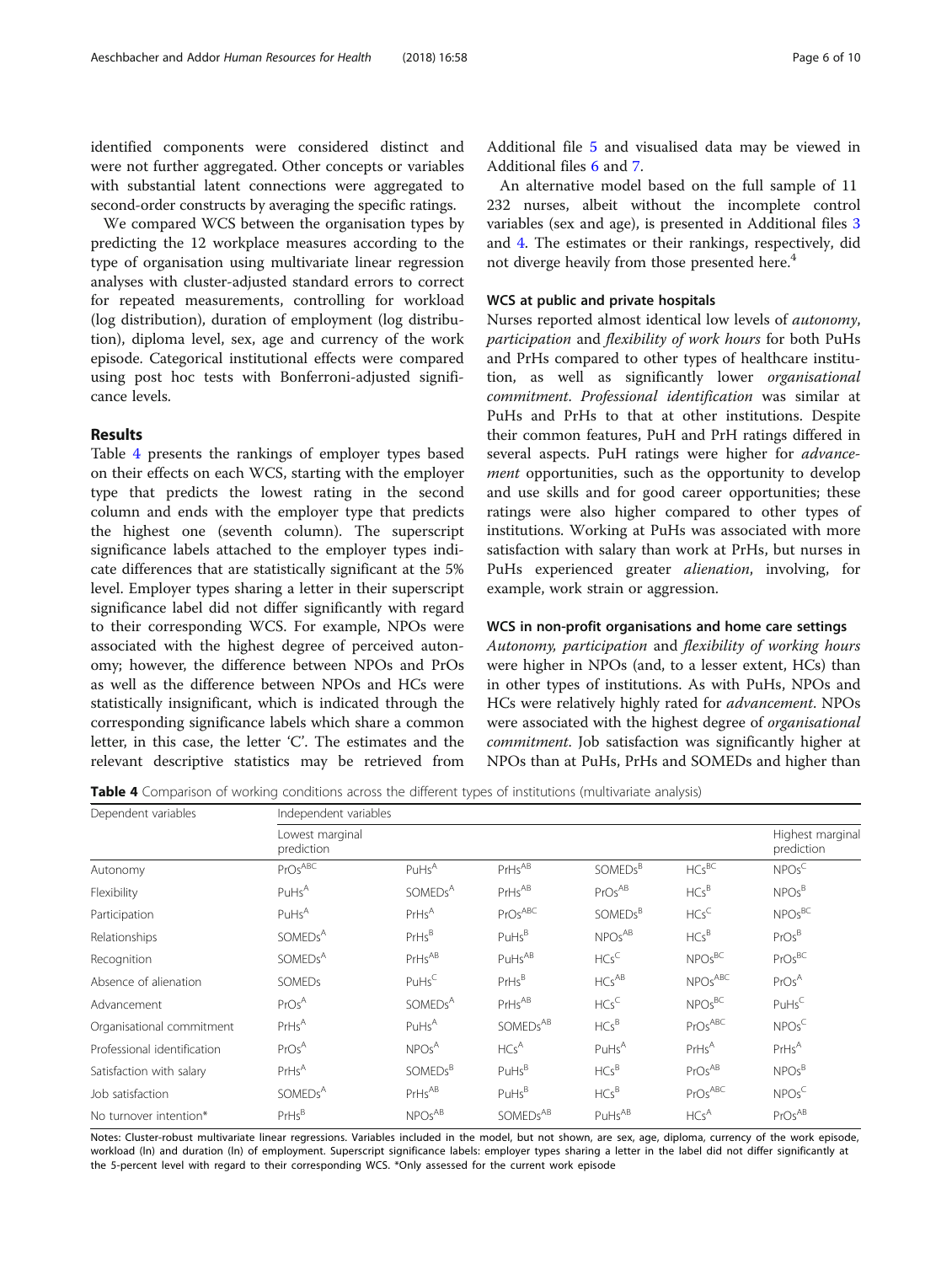identified components were considered distinct and were not further aggregated. Other concepts or variables with substantial latent connections were aggregated to second-order constructs by averaging the specific ratings.

We compared WCS between the organisation types by predicting the 12 workplace measures according to the type of organisation using multivariate linear regression analyses with cluster-adjusted standard errors to correct for repeated measurements, controlling for workload (log distribution), duration of employment (log distribution), diploma level, sex, age and currency of the work episode. Categorical institutional effects were compared using post hoc tests with Bonferroni-adjusted significance levels.

## Results

Table 4 presents the rankings of employer types based on their effects on each WCS, starting with the employer type that predicts the lowest rating in the second column and ends with the employer type that predicts the highest one (seventh column). The superscript significance labels attached to the employer types indicate differences that are statistically significant at the 5% level. Employer types sharing a letter in their superscript significance label did not differ significantly with regard to their corresponding WCS. For example, NPOs were associated with the highest degree of perceived autonomy; however, the difference between NPOs and PrOs as well as the difference between NPOs and HCs were statistically insignificant, which is indicated through the corresponding significance labels which share a common letter, in this case, the letter 'C'. The estimates and the relevant descriptive statistics may be retrieved from Additional file 5 and visualised data may be viewed in Additional files 6 and 7.

An alternative model based on the full sample of 11 232 nurses, albeit without the incomplete control variables (sex and age), is presented in Additional files 3 and 4. The estimates or their rankings, respectively, did not diverge heavily from those presented here.[4]

### WCS at public and private hospitals

Nurses reported almost identical low levels of *autonomy*, *participation* and *flexibility of work hours* for both PuHs and PrHs compared to other types of healthcare institution, as well as significantly lower *organisational commitment*. *Professional identification* was similar at PuHs and PrHs to that at other institutions. Despite their common features, PuH and PrH ratings differed in several aspects. PuH ratings were higher for *advancement* opportunities, such as the opportunity to develop and use skills and for good career opportunities; these ratings were also higher compared to other types of institutions. Working at PuHs was associated with more satisfaction with salary than work at PrHs, but nurses in PuHs experienced greater *alienation*, involving, for example, work strain or aggression.

### WCS in non-profit organisations and home care settings

*Autonomy*, *participation* and *flexibility of working hours* were higher in NPOs (and, to a lesser extent, HCs) than in other types of institutions. As with PuHs, NPOs and HCs were relatively highly rated for *advancement*. NPOs were associated with the highest degree of *organisational commitment*. Job satisfaction was significantly higher at NPOs than at PuHs, PrHs and SOMEDs and higher than

**Table 4** Comparison of working conditions across the different types of institutions (multivariate analysis)

| Dependent variables | Independent variables | | | | | |
|---|---|---|---|---|---|---|
| | Lowest marginal prediction | | | | | Highest marginal prediction |
| Autonomy | $PrOs^{ABC}$ | $PuHs^{A}$ | $PrHs^{AB}$ | $SOMEDs^{B}$ | $HCs^{BC}$ | $NPOs^{C}$ |
| Flexibility | $PuHs^{A}$ | $SOMEDs^{A}$ | $PrHs^{AB}$ | $PrOs^{AB}$ | $HCs^{B}$ | $NPOs^{B}$ |
| Participation | $PuHs^{A}$ | $PrHs^{A}$ | $PrOs^{ABC}$ | $SOMEDs^{B}$ | $HCs^{C}$ | $NPOs^{BC}$ |
| Relationships | $SOMEDs^{A}$ | $PrHs^{B}$ | $PuHs^{B}$ | $NPOs^{AB}$ | $HCs^{B}$ | $PrOs^{B}$ |
| Recognition | $SOMEDs^{A}$ | $PrHs^{AB}$ | $PuHs^{AB}$ | $HCs^{C}$ | $NPOs^{BC}$ | $PrOs^{BC}$ |
| Absence of alienation | SOMEDs | $PuHs^{C}$ | $PrHs^{B}$ | $HCs^{AB}$ | $NPOs^{ABC}$ | $PrOs^{A}$ |
| Advancement | $PrOs^{A}$ | $SOMEDs^{A}$ | $PrHs^{AB}$ | $HCs^{C}$ | $NPOs^{BC}$ | $PuHs^{C}$ |
| Organisational commitment | $PrHs^{A}$ | $PuHs^{A}$ | $SOMEDs^{AB}$ | $HCs^{B}$ | $PrOs^{ABC}$ | $NPOs^{C}$ |
| Professional identification | $PrOs^{A}$ | $NPOs^{A}$ | $HCs^{A}$ | $PuHs^{A}$ | $PrHs^{A}$ | $PrHs^{A}$ |
| Satisfaction with salary | $PrHs^{A}$ | $SOMEDs^{B}$ | $PuHs^{B}$ | $HCs^{B}$ | $PrOs^{AB}$ | $NPOs^{B}$ |
| Job satisfaction | $SOMEDs^{A}$ | $PrHs^{AB}$ | $PuHs^{B}$ | $HCs^{B}$ | $PrOs^{ABC}$ | $NPOs^{C}$ |
| No turnover intention* | $PrHs^{B}$ | $NPOs^{AB}$ | $SOMEDs^{AB}$ | $PuHs^{AB}$ | $HCs^{A}$ | $PrOs^{AB}$ |

Notes: Cluster-robust multivariate linear regressions. Variables included in the model, but not shown, are sex, age, diploma, currency of the work episode, workload (ln) and duration (ln) of employment. Superscript significance labels: employer types sharing a letter in the label did not differ significantly at the 5-percent level with regard to their corresponding WCS. *Only assessed for the current work episode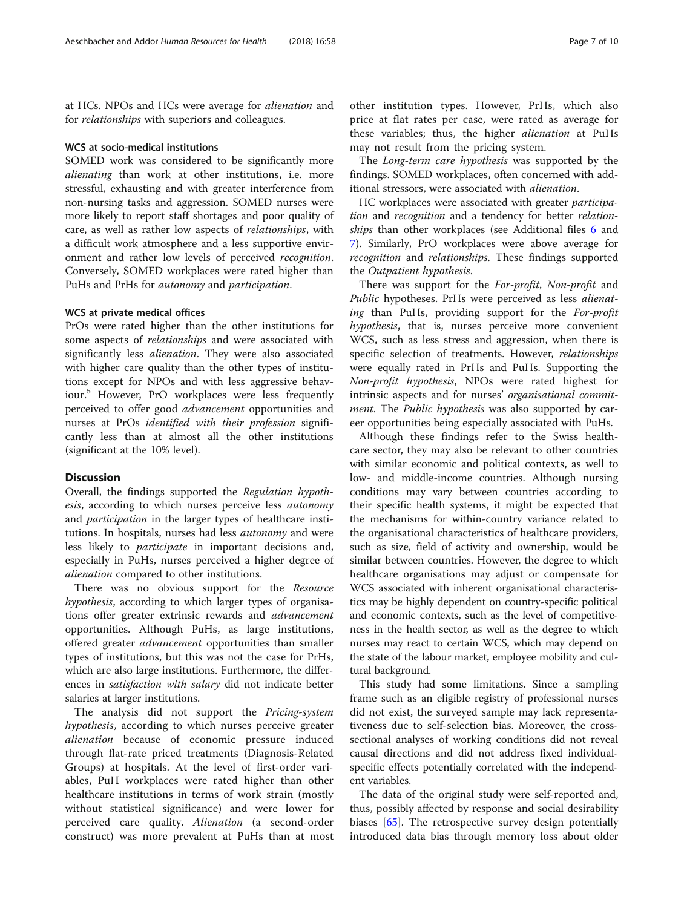at HCs. NPOs and HCs were average for *alienation* and for *relationships* with superiors and colleagues.

#### WCS at socio-medical institutions

SOMED work was considered to be significantly more *alienating* than work at other institutions, i.e. more stressful, exhausting and with greater interference from non-nursing tasks and aggression. SOMED nurses were more likely to report staff shortages and poor quality of care, as well as rather low aspects of *relationships*, with a difficult work atmosphere and a less supportive environment and rather low levels of perceived *recognition*. Conversely, SOMED workplaces were rated higher than PuHs and PrHs for *autonomy* and *participation*.

#### WCS at private medical offices

PrOs were rated higher than the other institutions for some aspects of *relationships* and were associated with significantly less *alienation*. They were also associated with higher care quality than the other types of institutions except for NPOs and with less aggressive behaviour.[5] However, PrO workplaces were less frequently perceived to offer good *advancement* opportunities and nurses at PrOs *identified with their profession* significantly less than at almost all the other institutions (significant at the 10% level).

## Discussion

Overall, the findings supported the *Regulation hypothesis*, according to which nurses perceive less *autonomy* and *participation* in the larger types of healthcare institutions. In hospitals, nurses had less *autonomy* and were less likely to *participate* in important decisions and, especially in PuHs, nurses perceived a higher degree of *alienation* compared to other institutions.

There was no obvious support for the *Resource hypothesis*, according to which larger types of organisations offer greater extrinsic rewards and *advancement* opportunities. Although PuHs, as large institutions, offered greater *advancement* opportunities than smaller types of institutions, but this was not the case for PrHs, which are also large institutions. Furthermore, the differences in *satisfaction with salary* did not indicate better salaries at larger institutions.

The analysis did not support the *Pricing-system hypothesis*, according to which nurses perceive greater *alienation* because of economic pressure induced through flat-rate priced treatments (Diagnosis-Related Groups) at hospitals. At the level of first-order variables, PuH workplaces were rated higher than other healthcare institutions in terms of work strain (mostly without statistical significance) and were lower for perceived care quality. *Alienation* (a second-order construct) was more prevalent at PuHs than at most other institution types. However, PrHs, which also price at flat rates per case, were rated as average for these variables; thus, the higher *alienation* at PuHs may not result from the pricing system.

The *Long-term care hypothesis* was supported by the findings. SOMED workplaces, often concerned with additional stressors, were associated with *alienation*.

HC workplaces were associated with greater *participation* and *recognition* and a tendency for better *relationships* than other workplaces (see Additional files 6 and 7). Similarly, PrO workplaces were above average for *recognition* and *relationships*. These findings supported the *Outpatient hypothesis*.

There was support for the *For-profit*, *Non-profit* and *Public* hypotheses. PrHs were perceived as less *alienating* than PuHs, providing support for the *For-profit hypothesis*, that is, nurses perceive more convenient WCS, such as less stress and aggression, when there is specific selection of treatments. However, *relationships* were equally rated in PrHs and PuHs. Supporting the *Non-profit hypothesis*, NPOs were rated highest for intrinsic aspects and for nurses' *organisational commitment*. The *Public hypothesis* was also supported by career opportunities being especially associated with PuHs.

Although these findings refer to the Swiss healthcare sector, they may also be relevant to other countries with similar economic and political contexts, as well to low- and middle-income countries. Although nursing conditions may vary between countries according to their specific health systems, it might be expected that the mechanisms for within-country variance related to the organisational characteristics of healthcare providers, such as size, field of activity and ownership, would be similar between countries. However, the degree to which healthcare organisations may adjust or compensate for WCS associated with inherent organisational characteristics may be highly dependent on country-specific political and economic contexts, such as the level of competitiveness in the health sector, as well as the degree to which nurses may react to certain WCS, which may depend on the state of the labour market, employee mobility and cultural background.

This study had some limitations. Since a sampling frame such as an eligible registry of professional nurses did not exist, the surveyed sample may lack representativeness due to self-selection bias. Moreover, the cross-sectional analyses of working conditions did not reveal causal directions and did not address fixed individual-specific effects potentially correlated with the independent variables.

The data of the original study were self-reported and, thus, possibly affected by response and social desirability biases [65]. The retrospective survey design potentially introduced data bias through memory loss about older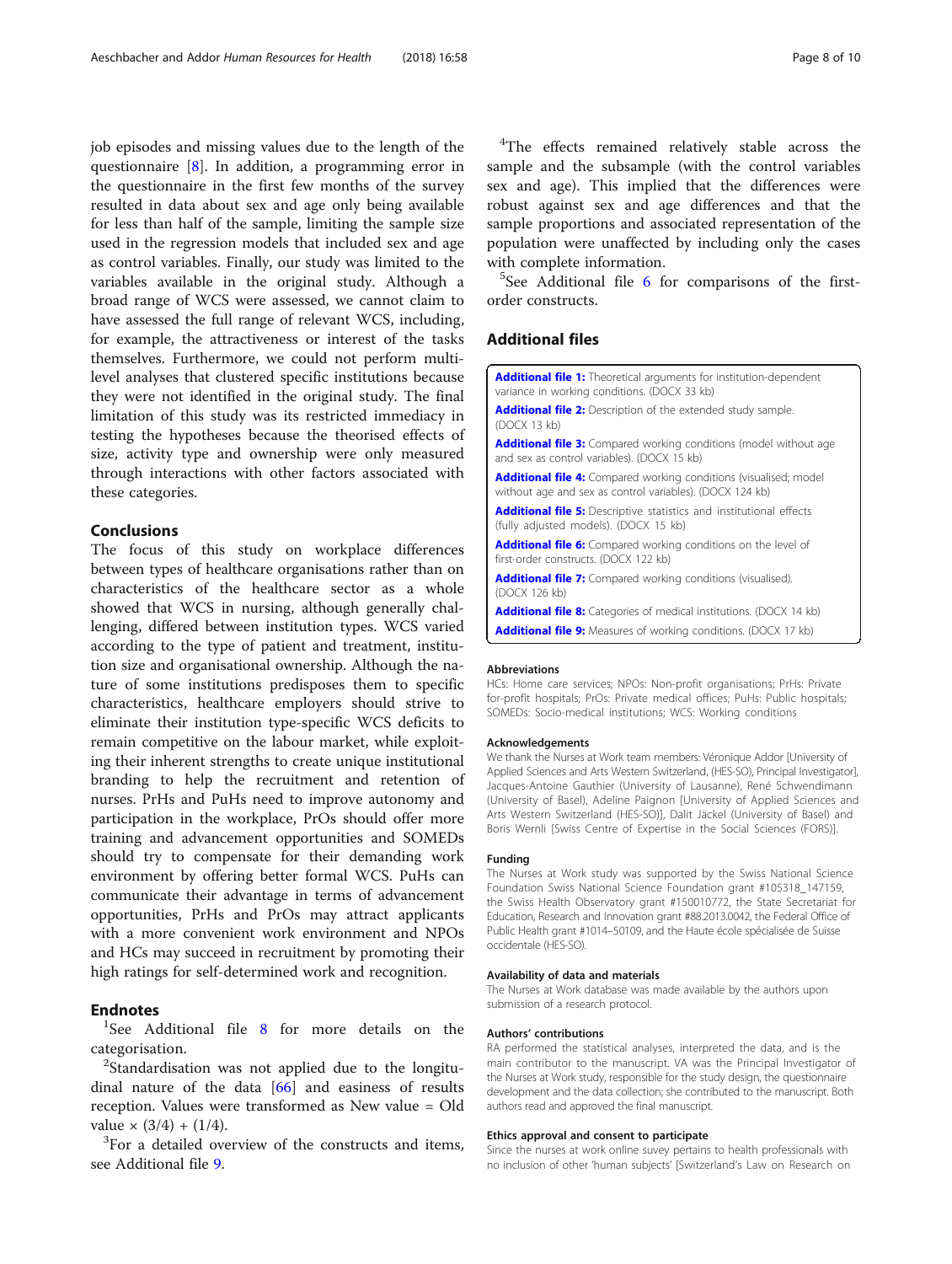job episodes and missing values due to the length of the questionnaire [8]. In addition, a programming error in the questionnaire in the first few months of the survey resulted in data about sex and age only being available for less than half of the sample, limiting the sample size used in the regression models that included sex and age as control variables. Finally, our study was limited to the variables available in the original study. Although a broad range of WCS were assessed, we cannot claim to have assessed the full range of relevant WCS, including, for example, the attractiveness or interest of the tasks themselves. Furthermore, we could not perform multilevel analyses that clustered specific institutions because they were not identified in the original study. The final limitation of this study was its restricted immediacy in testing the hypotheses because the theorised effects of size, activity type and ownership were only measured through interactions with other factors associated with these categories.

## Conclusions

The focus of this study on workplace differences between types of healthcare organisations rather than on characteristics of the healthcare sector as a whole showed that WCS in nursing, although generally challenging, differed between institution types. WCS varied according to the type of patient and treatment, institution size and organisational ownership. Although the nature of some institutions predisposes them to specific characteristics, healthcare employers should strive to eliminate their institution type-specific WCS deficits to remain competitive on the labour market, while exploiting their inherent strengths to create unique institutional branding to help the recruitment and retention of nurses. PrHs and PuHs need to improve autonomy and participation in the workplace, PrOs should offer more training and advancement opportunities and SOMEDs should try to compensate for their demanding work environment by offering better formal WCS. PuHs can communicate their advantage in terms of advancement opportunities, PrHs and PrOs may attract applicants with a more convenient work environment and NPOs and HCs may succeed in recruitment by promoting their high ratings for self-determined work and recognition.

## Endnotes

[1] See Additional file 8 for more details on the categorisation.

[2] Standardisation was not applied due to the longitudinal nature of the data [66] and easiness of results reception. Values were transformed as New value = Old value × (3/4) + (1/4).

[3] For a detailed overview of the constructs and items, see Additional file 9.

[4] The effects remained relatively stable across the sample and the subsample (with the control variables sex and age). This implied that the differences were robust against sex and age differences and that the sample proportions and associated representation of the population were unaffected by including only the cases with complete information.

[5] See Additional file 6 for comparisons of the first-order constructs.

## Additional files

**Additional file 1:** Theoretical arguments for institution-dependent variance in working conditions. (DOCX 33 kb)

**Additional file 2:** Description of the extended study sample. (DOCX 13 kb)

**Additional file 3:** Compared working conditions (model without age and sex as control variables). (DOCX 15 kb)

**Additional file 4:** Compared working conditions (visualised; model without age and sex as control variables). (DOCX 124 kb)

**Additional file 5:** Descriptive statistics and institutional effects (fully adjusted models). (DOCX 15 kb)

**Additional file 6:** Compared working conditions on the level of first-order constructs. (DOCX 122 kb)

**Additional file 7:** Compared working conditions (visualised). (DOCX 126 kb)

**Additional file 8:** Categories of medical institutions. (DOCX 14 kb)

**Additional file 9:** Measures of working conditions. (DOCX 17 kb)

### Abbreviations

HCs: Home care services; NPOs: Non-profit organisations; PrHs: Private for-profit hospitals; PrOs: Private medical offices; PuHs: Public hospitals; SOMEDs: Socio-medical institutions; WCS: Working conditions

### Acknowledgements

We thank the Nurses at Work team members: Véronique Addor [University of Applied Sciences and Arts Western Switzerland, (HES-SO), Principal Investigator], Jacques-Antoine Gauthier (University of Lausanne), René Schwendimann (University of Basel), Adeline Paignon [University of Applied Sciences and Arts Western Switzerland (HES-SO)], Dalit Jäckel (University of Basel) and Boris Wernli [Swiss Centre of Expertise in the Social Sciences (FORS)].

### Funding

The Nurses at Work study was supported by the Swiss National Science Foundation Swiss National Science Foundation grant #105318_147159, the Swiss Health Observatory grant #150010772, the State Secretariat for Education, Research and Innovation grant #88.2013.0042, the Federal Office of Public Health grant #1014–50109, and the Haute école spécialisée de Suisse occidentale (HES-SO).

### Availability of data and materials

The Nurses at Work database was made available by the authors upon submission of a research protocol.

### Authors' contributions

RA performed the statistical analyses, interpreted the data, and is the main contributor to the manuscript. VA was the Principal Investigator of the Nurses at Work study, responsible for the study design, the questionnaire development and the data collection; she contributed to the manuscript. Both authors read and approved the final manuscript.

### Ethics approval and consent to participate

Since the nurses at work online suvey pertains to health professionals with no inclusion of other 'human subjects' [Switzerland's Law on Research on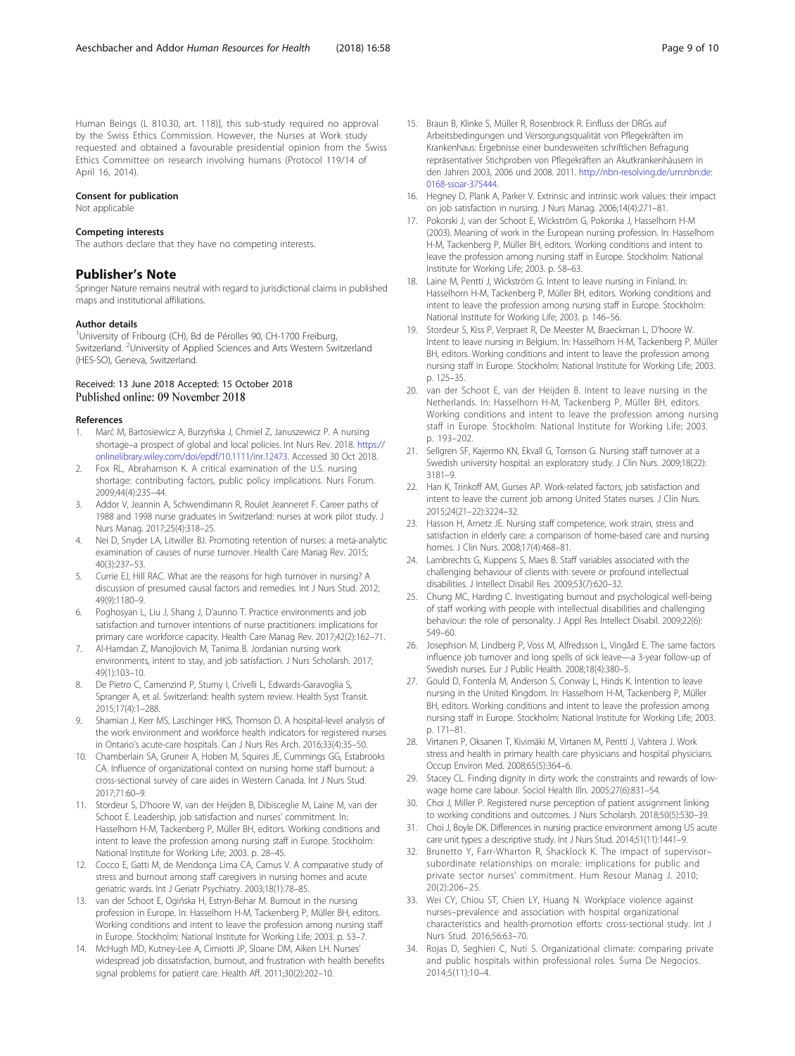Human Beings (L 810.30, art. 118)], this sub-study required no approval by the Swiss Ethics Commission. However, the Nurses at Work study requested and obtained a favourable presidential opinion from the Swiss Ethics Committee on research involving humans (Protocol 119/14 of April 16, 2014).

#### Consent for publication

Not applicable

#### Competing interests

The authors declare that they have no competing interests.

## Publisher's Note

Springer Nature remains neutral with regard to jurisdictional claims in published maps and institutional affiliations.

#### Author details

[1]University of Fribourg (CH), Bd de Pérolles 90, CH-1700 Freiburg, Switzerland. [2]University of Applied Sciences and Arts Western Switzerland (HES-SO), Geneva, Switzerland.

Received: 13 June 2018 Accepted: 15 October 2018
Published online: 09 November 2018

#### References

1. Marć M, Bartosiewicz A, Burzyńska J, Chmiel Z, Januszewicz P. A nursing shortage–a prospect of global and local policies. Int Nurs Rev. 2018. https://onlinelibrary.wiley.com/doi/epdf/10.1111/inr.12473. Accessed 30 Oct 2018.
2. Fox RL, Abrahamson K. A critical examination of the U.S. nursing shortage: contributing factors, public policy implications. Nurs Forum. 2009;44(4):235–44.
3. Addor V, Jeannin A, Schwendimann R, Roulet Jeanneret F. Career paths of 1988 and 1998 nurse graduates in Switzerland: nurses at work pilot study. J Nurs Manag. 2017;25(4):318–25.
4. Nei D, Snyder LA, Litwiller BJ. Promoting retention of nurses: a meta-analytic examination of causes of nurse turnover. Health Care Manag Rev. 2015;40(3):237–53.
5. Currie EJ, Hill RAC. What are the reasons for high turnover in nursing? A discussion of presumed causal factors and remedies. Int J Nurs Stud. 2012;49(9):1180–9.
6. Poghosyan L, Liu J, Shang J, D'aunno T. Practice environments and job satisfaction and turnover intentions of nurse practitioners: implications for primary care workforce capacity. Health Care Manag Rev. 2017;42(2):162–71.
7. Al-Hamdan Z, Manojlovich M, Tanima B. Jordanian nursing work environments, intent to stay, and job satisfaction. J Nurs Scholarsh. 2017;49(1):103–10.
8. De Pietro C, Camenzind P, Sturny I, Crivelli L, Edwards-Garavoglia S, Spranger A, et al. Switzerland: health system review. Health Syst Transit. 2015;17(4):1–288.
9. Shamian J, Kerr MS, Laschinger HKS, Thomson D. A hospital-level analysis of the work environment and workforce health indicators for registered nurses in Ontario's acute-care hospitals. Can J Nurs Res Arch. 2016;33(4):35–50.
10. Chamberlain SA, Gruneir A, Hoben M, Squires JE, Cummings GG, Estabrooks CA. Influence of organizational context on nursing home staff burnout: a cross-sectional survey of care aides in Western Canada. Int J Nurs Stud. 2017;71:60–9.
11. Stordeur S, D'hoore W, van der Heijden B, Dibisceglie M, Laine M, van der Schoot E. Leadership, job satisfaction and nurses' commitment. In: Hasselhorn H-M, Tackenberg P, Müller BH, editors. Working conditions and intent to leave the profession among nursing staff in Europe. Stockholm: National Institute for Working Life; 2003. p. 28–45.
12. Cocco E, Gatti M, de Mendonça Lima CA, Camus V. A comparative study of stress and burnout among staff caregivers in nursing homes and acute geriatric wards. Int J Geriatr Psychiatry. 2003;18(1):78–85.
13. van der Schoot E, Ogińska H, Estryn-Behar M. Burnout in the nursing profession in Europe. In: Hasselhorn H-M, Tackenberg P, Müller BH, editors. Working conditions and intent to leave the profession among nursing staff in Europe. Stockholm: National Institute for Working Life; 2003. p. 53–7.
14. McHugh MD, Kutney-Lee A, Cimiotti JP, Sloane DM, Aiken LH. Nurses' widespread job dissatisfaction, burnout, and frustration with health benefits signal problems for patient care. Health Aff. 2011;30(2):202–10.
15. Braun B, Klinke S, Müller R, Rosenbrock R. Einfluss der DRGs auf Arbeitsbedingungen und Versorgungsqualität von Pflegekräften im Krankenhaus: Ergebnisse einer bundesweiten schriftlichen Befragung repräsentativer Stichproben von Pflegekräften an Akutkrankenhäusern in den Jahren 2003, 2006 und 2008. 2011. http://nbn-resolving.de/urn:nbn:de:0168-ssoar-375444.
16. Hegney D, Plank A, Parker V. Extrinsic and intrinsic work values: their impact on job satisfaction in nursing. J Nurs Manag. 2006;14(4):271–81.
17. Pokorski J, van der Schoot E, Wickström G, Pokorska J, Hasselhorn H-M (2003). Meaning of work in the European nursing profession. In: Hasselhorn H-M, Tackenberg P, Müller BH, editors. Working conditions and intent to leave the profession among nursing staff in Europe. Stockholm: National Institute for Working Life; 2003. p. 58–63.
18. Laine M, Pentti J, Wickström G. Intent to leave nursing in Finland. In: Hasselhorn H-M, Tackenberg P, Müller BH, editors. Working conditions and intent to leave the profession among nursing staff in Europe. Stockholm: National Institute for Working Life; 2003. p. 146–56.
19. Stordeur S, Kiss P, Verpraet R, De Meester M, Braeckman L, D'hoore W. Intent to leave nursing in Belgium. In: Hasselhorn H-M, Tackenberg P, Müller BH, editors. Working conditions and intent to leave the profession among nursing staff in Europe. Stockholm: National Institute for Working Life; 2003. p. 125–35.
20. van der Schoot E, van der Heijden B. Intent to leave nursing in the Netherlands. In: Hasselhorn H-M, Tackenberg P, Müller BH, editors. Working conditions and intent to leave the profession among nursing staff in Europe. Stockholm: National Institute for Working Life; 2003. p. 193–202.
21. Sellgren SF, Kajermo KN, Ekvall G, Tomson G. Nursing staff turnover at a Swedish university hospital: an exploratory study. J Clin Nurs. 2009;18(22):3181–9.
22. Han K, Trinkoff AM, Gurses AP. Work-related factors, job satisfaction and intent to leave the current job among United States nurses. J Clin Nurs. 2015;24(21–22):3224–32.
23. Hasson H, Arnetz JE. Nursing staff competence, work strain, stress and satisfaction in elderly care: a comparison of home-based care and nursing homes. J Clin Nurs. 2008;17(4):468–81.
24. Lambrechts G, Kuppens S, Maes B. Staff variables associated with the challenging behaviour of clients with severe or profound intellectual disabilities. J Intellect Disabil Res. 2009;53(7):620–32.
25. Chung MC, Harding C. Investigating burnout and psychological well-being of staff working with people with intellectual disabilities and challenging behaviour: the role of personality. J Appl Res Intellect Disabil. 2009;22(6):549–60.
26. Josephson M, Lindberg P, Voss M, Alfredsson L, Vingård E. The same factors influence job turnover and long spells of sick leave—a 3-year follow-up of Swedish nurses. Eur J Public Health. 2008;18(4):380–5.
27. Gould D, Fontenla M, Anderson S, Conway L, Hinds K. Intention to leave nursing in the United Kingdom. In: Hasselhorn H-M, Tackenberg P, Müller BH, editors. Working conditions and intent to leave the profession among nursing staff in Europe. Stockholm: National Institute for Working Life; 2003. p. 171–81.
28. Virtanen P, Oksanen T, Kivimäki M, Virtanen M, Pentti J, Vahtera J. Work stress and health in primary health care physicians and hospital physicians. Occup Environ Med. 2008;65(5):364–6.
29. Stacey CL. Finding dignity in dirty work: the constraints and rewards of low-wage home care labour. Sociol Health Illn. 2005;27(6):831–54.
30. Choi J, Miller P. Registered nurse perception of patient assignment linking to working conditions and outcomes. J Nurs Scholarsh. 2018;50(5):530–39.
31. Choi J, Boyle DK. Differences in nursing practice environment among US acute care unit types: a descriptive study. Int J Nurs Stud. 2014;51(11):1441–9.
32. Brunetto Y, Farr-Wharton R, Shacklock K. The impact of supervisor–subordinate relationships on morale: implications for public and private sector nurses' commitment. Hum Resour Manag J. 2010;20(2):206–25.
33. Wei CY, Chiou ST, Chien LY, Huang N. Workplace violence against nurses–prevalence and association with hospital organizational characteristics and health-promotion efforts: cross-sectional study. Int J Nurs Stud. 2016;56:63–70.
34. Rojas D, Seghieri C, Nuti S. Organizational climate: comparing private and public hospitals within professional roles. Suma De Negocios. 2014;5(11):10–4.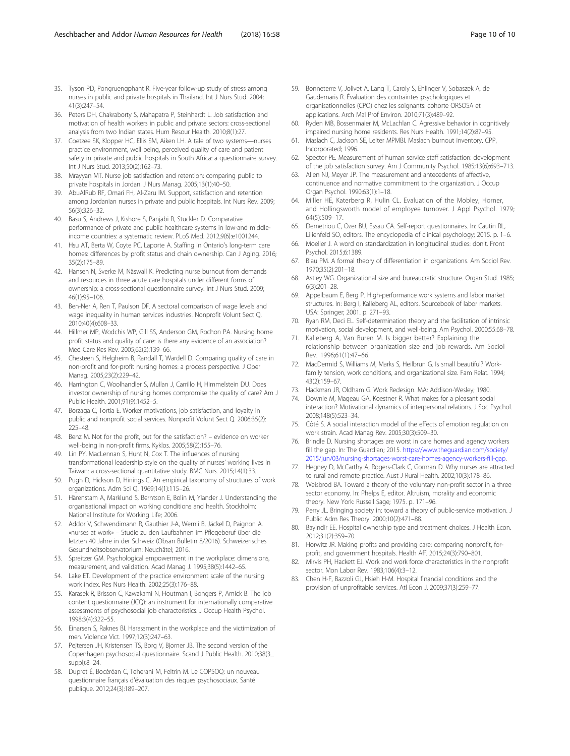35. Tyson PD, Pongruengphant R. Five-year follow-up study of stress among nurses in public and private hospitals in Thailand. Int J Nurs Stud. 2004; 41(3):247–54.
36. Peters DH, Chakraborty S, Mahapatra P, Steinhardt L. Job satisfaction and motivation of health workers in public and private sectors: cross-sectional analysis from two Indian states. Hum Resour Health. 2010;8(1):27.
37. Coetzee SK, Klopper HC, Ellis SM, Aiken LH. A tale of two systems—nurses practice environment, well being, perceived quality of care and patient safety in private and public hospitals in South Africa: a questionnaire survey. Int J Nurs Stud. 2013;50(2):162–73.
38. Mrayyan MT. Nurse job satisfaction and retention: comparing public to private hospitals in Jordan. J Nurs Manag. 2005;13(1):40–50.
39. AbuAlRub RF, Omari FH, Al-Zaru IM. Support, satisfaction and retention among Jordanian nurses in private and public hospitals. Int Nurs Rev. 2009; 56(3):326–32.
40. Basu S, Andrews J, Kishore S, Panjabi R, Stuckler D. Comparative performance of private and public healthcare systems in low-and middle-income countries: a systematic review. PLoS Med. 2012;9(6):e1001244.
41. Hsu AT, Berta W, Coyte PC, Laporte A. Staffing in Ontario's long-term care homes: differences by profit status and chain ownership. Can J Aging. 2016; 35(2):175–89.
42. Hansen N, Sverke M, Näswall K. Predicting nurse burnout from demands and resources in three acute care hospitals under different forms of ownership: a cross-sectional questionnaire survey. Int J Nurs Stud. 2009; 46(1):95–106.
43. Ben-Ner A, Ren T, Paulson DF. A sectoral comparison of wage levels and wage inequality in human services industries. Nonprofit Volunt Sect Q. 2010;40(4):608–33.
44. Hillmer MP, Wodchis WP, Gill SS, Anderson GM, Rochon PA. Nursing home profit status and quality of care: is there any evidence of an association? Med Care Res Rev. 2005;62(2):139–66.
45. Chesteen S, Helgheim B, Randall T, Wardell D. Comparing quality of care in non-profit and for-profit nursing homes: a process perspective. J Oper Manag. 2005;23(2):229–42.
46. Harrington C, Woolhandler S, Mullan J, Carrillo H, Himmelstein DU. Does investor ownership of nursing homes compromise the quality of care? Am J Public Health. 2001;91(9):1452–5.
47. Borzaga C, Tortia E. Worker motivations, job satisfaction, and loyalty in public and nonprofit social services. Nonprofit Volunt Sect Q. 2006;35(2): 225–48.
48. Benz M. Not for the profit, but for the satisfaction? – evidence on worker well-being in non-profit firms. Kyklos. 2005;58(2):155–76.
49. Lin PY, MacLennan S, Hunt N, Cox T. The influences of nursing transformational leadership style on the quality of nurses' working lives in Taiwan: a cross-sectional quantitative study. BMC Nurs. 2015;14(1):33.
50. Pugh D, Hickson D, Hinings C. An empirical taxonomy of structures of work organizations. Adm Sci Q. 1969;14(1):115–26.
51. Härenstam A, Marklund S, Berntson E, Bolin M, Ylander J. Understanding the organisational impact on working conditions and health. Stockholm: National Institute for Working Life; 2006.
52. Addor V, Schwendimann R, Gauthier J-A, Wernli B, Jäckel D, Paignon A. «nurses at work» – Studie zu den Laufbahnen im Pflegeberuf über die letzten 40 Jahre in der Schweiz (Obsan Bulletin 8/2016). Schweizerisches Gesundheitsobservatorium: Neuchâtel; 2016.
53. Spreitzer GM. Psychological empowerment in the workplace: dimensions, measurement, and validation. Acad Manag J. 1995;38(5):1442–65.
54. Lake ET. Development of the practice environment scale of the nursing work index. Res Nurs Health. 2002;25(3):176–88.
55. Karasek R, Brisson C, Kawakami N, Houtman I, Bongers P, Amick B. The job content questionnaire (JCQ): an instrument for internationally comparative assessments of psychosocial job characteristics. J Occup Health Psychol. 1998;3(4):322–55.
56. Einarsen S, Raknes BI. Harassment in the workplace and the victimization of men. Violence Vict. 1997;12(3):247–63.
57. Pejtersen JH, Kristensen TS, Borg V, Bjorner JB. The second version of the Copenhagen psychosocial questionnaire. Scand J Public Health. 2010;38(3_suppl):8–24.
58. Dupret É, Bocéréan C, Teherani M, Feltrin M. Le COPSOQ: un nouveau questionnaire français d'évaluation des risques psychosociaux. Santé publique. 2012;24(3):189–207.
59. Bonneterre V, Jolivet A, Lang T, Caroly S, Ehlinger V, Sobaszek A, de Gaudemaris R. Évaluation des contraintes psychologiques et organisationnelles (CPO) chez les soignants: cohorte ORSOSA et applications. Arch Mal Prof Environ. 2010;71(3):489–92.
60. Ryden MB, Bossenmaier M, McLachlan C. Agressive behavior in cognitively impaired nursing home residents. Res Nurs Health. 1991;14(2):87–95.
61. Maslach C, Jackson SE, Leiter MPMBI. Maslach burnout inventory. CPP, Incorporated; 1996.
62. Spector PE. Measurement of human service staff satisfaction: development of the job satisfaction survey. Am J Community Psychol. 1985;13(6):693–713.
63. Allen NJ, Meyer JP. The measurement and antecedents of affective, continuance and normative commitment to the organization. J Occup Organ Psychol. 1990;63(1):1–18.
64. Miller HE, Katerberg R, Hulin CL. Evaluation of the Mobley, Horner, and Hollingsworth model of employee turnover. J Appl Psychol. 1979; 64(5):509–17.
65. Demetriou C, Ozer BU, Essau CA. Self-report questionnaires. In: Cautin RL, Lilienfeld SO, editors. The encyclopedia of clinical psychology; 2015. p. 1–6.
66. Moeller J. A word on standardization in longitudinal studies: don't. Front Psychol. 2015;6:1389.
67. Blau PM. A formal theory of differentiation in organizations. Am Sociol Rev. 1970;35(2):201–18.
68. Astley WG. Organizational size and bureaucratic structure. Organ Stud. 1985; 6(3):201–28.
69. Appelbaum E, Berg P. High-performance work systems and labor market structures. In: Berg I, Kalleberg AL, editors. Sourcebook of labor markets. USA: Springer; 2001. p. 271–93.
70. Ryan RM, Deci EL. Self-determination theory and the facilitation of intrinsic motivation, social development, and well-being. Am Psychol. 2000;55:68–78.
71. Kalleberg A, Van Buren M. Is bigger better? Explaining the relationship between organization size and job rewards. Am Sociol Rev. 1996;61(1):47–66.
72. MacDermid S, Williams M, Marks S, Heilbrun G. Is small beautiful? Work-family tension, work conditions, and organizational size. Fam Relat. 1994; 43(2):159–67.
73. Hackman JR, Oldham G. Work Redesign. MA: Addison-Wesley; 1980.
74. Downie M, Mageau GA, Koestner R. What makes for a pleasant social interaction? Motivational dynamics of interpersonal relations. J Soc Psychol. 2008;148(5):523–34.
75. Côté S. A social interaction model of the effects of emotion regulation on work strain. Acad Manag Rev. 2005;30(3):509–30.
76. Brindle D. Nursing shortages are worst in care homes and agency workers fill the gap. In: The Guardian; 2015. https://www.theguardian.com/society/2015/jun/03/nursing-shortages-worst-care-homes-agency-workers-fill-gap.
77. Hegney D, McCarthy A, Rogers-Clark C, Gorman D. Why nurses are attracted to rural and remote practice. Aust J Rural Health. 2002;10(3):178–86.
78. Weisbrod BA. Toward a theory of the voluntary non-profit sector in a three sector economy. In: Phelps E, editor. Altruism, morality and economic theory. New York: Russell Sage; 1975. p. 171–96.
79. Perry JL. Bringing society in: toward a theory of public-service motivation. J Public Adm Res Theory. 2000;10(2):471–88.
80. Bayindir EE. Hospital ownership type and treatment choices. J Health Econ. 2012;31(2):359–70.
81. Horwitz JR. Making profits and providing care: comparing nonprofit, for-profit, and government hospitals. Health Aff. 2015;24(3):790–801.
82. Mirvis PH, Hackett EJ. Work and work force characteristics in the nonprofit sector. Mon Labor Rev. 1983;106(4):3–12.
83. Chen H-F, Bazzoli GJ, Hsieh H-M. Hospital financial conditions and the provision of unprofitable services. Atl Econ J. 2009;37(3):259–77.